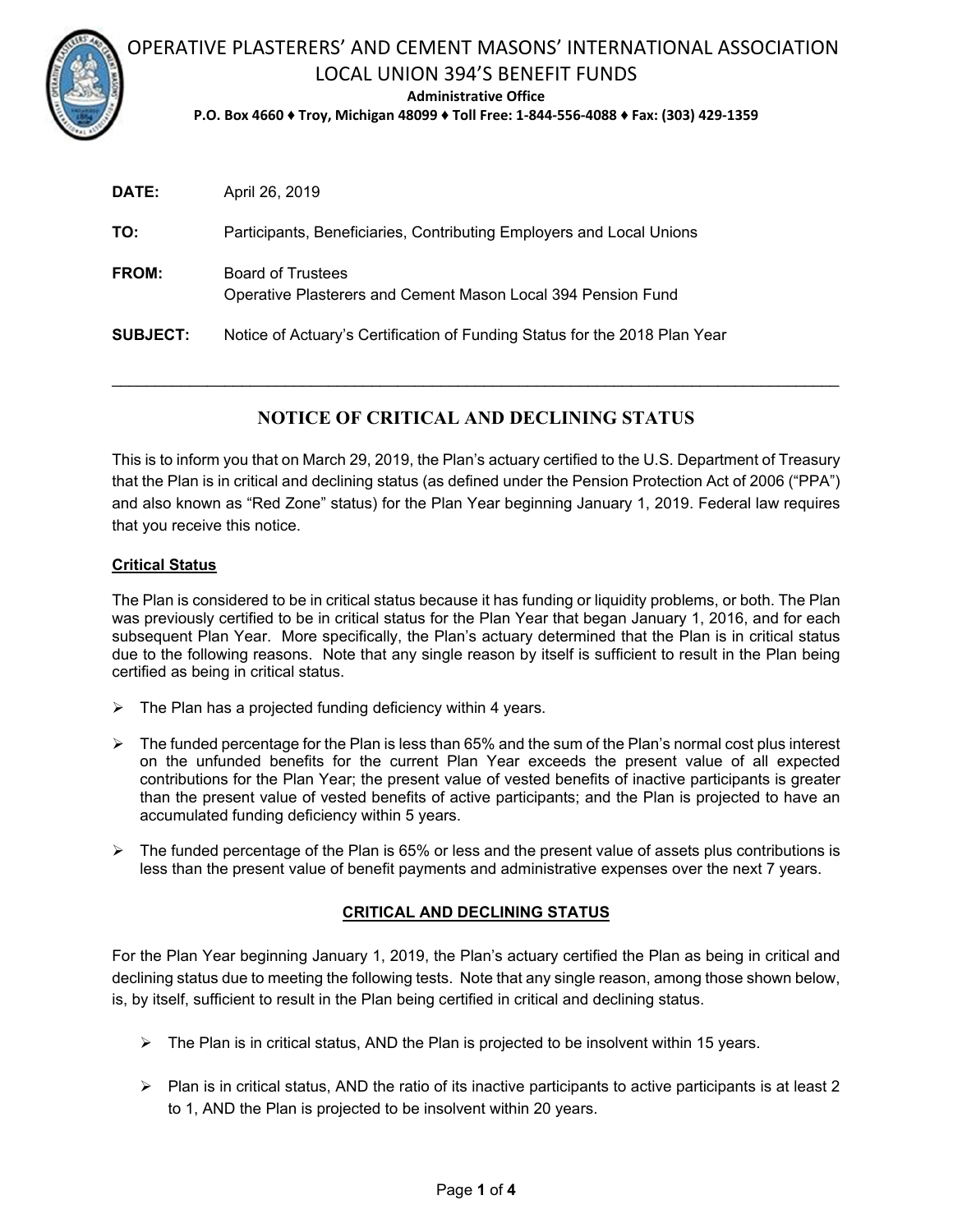# OPERATIVE PLASTERERS' AND CEMENT MASONS' INTERNATIONAL ASSOCIATION LOCAL UNION 394'S BENEFIT FUNDS

**Administrative Office**

**P.O. Box 4660 ♦ Troy, Michigan 48099 ♦ Toll Free: 1-844-556-4088 ♦ Fax: (303) 429-1359**

**DATE:** April 26, 2019

**TO:** Participants, Beneficiaries, Contributing Employers and Local Unions

**FROM:** Board of Trustees
Operative Plasterers and Cement Mason Local 394 Pension Fund

**SUBJECT:** Notice of Actuary's Certification of Funding Status for the 2018 Plan Year

---

## NOTICE OF CRITICAL AND DECLINING STATUS

This is to inform you that on March 29, 2019, the Plan's actuary certified to the U.S. Department of Treasury that the Plan is in critical and declining status (as defined under the Pension Protection Act of 2006 ("PPA") and also known as "Red Zone" status) for the Plan Year beginning January 1, 2019. Federal law requires that you receive this notice.

**Critical Status**

The Plan is considered to be in critical status because it has funding or liquidity problems, or both. The Plan was previously certified to be in critical status for the Plan Year that began January 1, 2016, and for each subsequent Plan Year. More specifically, the Plan's actuary determined that the Plan is in critical status due to the following reasons. Note that any single reason by itself is sufficient to result in the Plan being certified as being in critical status.

- The Plan has a projected funding deficiency within 4 years.
- The funded percentage for the Plan is less than 65% and the sum of the Plan's normal cost plus interest on the unfunded benefits for the current Plan Year exceeds the present value of all expected contributions for the Plan Year; the present value of vested benefits of inactive participants is greater than the present value of vested benefits of active participants; and the Plan is projected to have an accumulated funding deficiency within 5 years.
- The funded percentage of the Plan is 65% or less and the present value of assets plus contributions is less than the present value of benefit payments and administrative expenses over the next 7 years.

### CRITICAL AND DECLINING STATUS

For the Plan Year beginning January 1, 2019, the Plan's actuary certified the Plan as being in critical and declining status due to meeting the following tests. Note that any single reason, among those shown below, is, by itself, sufficient to result in the Plan being certified in critical and declining status.

- The Plan is in critical status, AND the Plan is projected to be insolvent within 15 years.
- Plan is in critical status, AND the ratio of its inactive participants to active participants is at least 2 to 1, AND the Plan is projected to be insolvent within 20 years.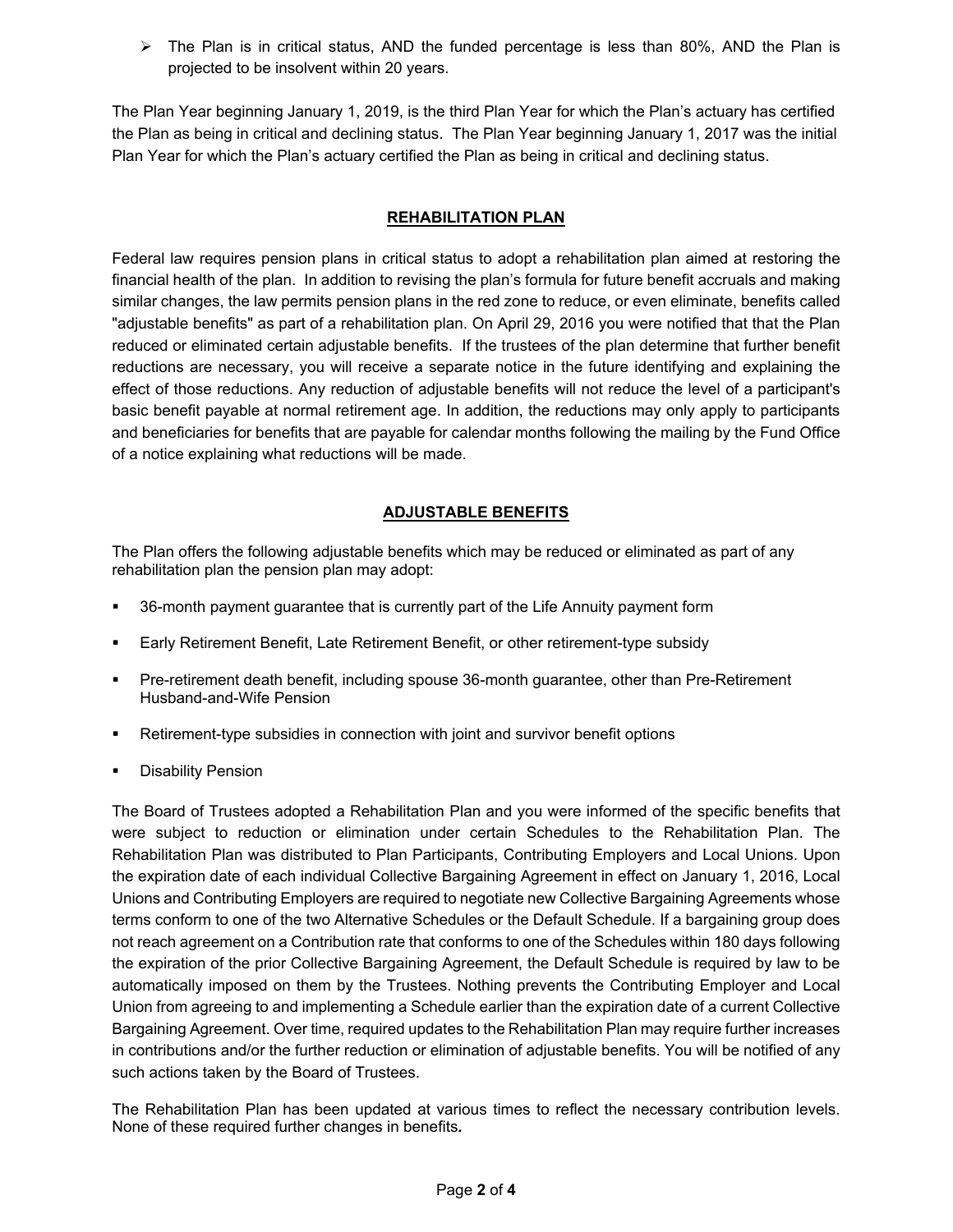- The Plan is in critical status, AND the funded percentage is less than 80%, AND the Plan is projected to be insolvent within 20 years.

The Plan Year beginning January 1, 2019, is the third Plan Year for which the Plan's actuary has certified the Plan as being in critical and declining status. The Plan Year beginning January 1, 2017 was the initial Plan Year for which the Plan's actuary certified the Plan as being in critical and declining status.

## REHABILITATION PLAN

Federal law requires pension plans in critical status to adopt a rehabilitation plan aimed at restoring the financial health of the plan. In addition to revising the plan's formula for future benefit accruals and making similar changes, the law permits pension plans in the red zone to reduce, or even eliminate, benefits called "adjustable benefits" as part of a rehabilitation plan. On April 29, 2016 you were notified that that the Plan reduced or eliminated certain adjustable benefits. If the trustees of the plan determine that further benefit reductions are necessary, you will receive a separate notice in the future identifying and explaining the effect of those reductions. Any reduction of adjustable benefits will not reduce the level of a participant's basic benefit payable at normal retirement age. In addition, the reductions may only apply to participants and beneficiaries for benefits that are payable for calendar months following the mailing by the Fund Office of a notice explaining what reductions will be made.

## ADJUSTABLE BENEFITS

The Plan offers the following adjustable benefits which may be reduced or eliminated as part of any rehabilitation plan the pension plan may adopt:

- 36-month payment guarantee that is currently part of the Life Annuity payment form
- Early Retirement Benefit, Late Retirement Benefit, or other retirement-type subsidy
- Pre-retirement death benefit, including spouse 36-month guarantee, other than Pre-Retirement Husband-and-Wife Pension
- Retirement-type subsidies in connection with joint and survivor benefit options
- Disability Pension

The Board of Trustees adopted a Rehabilitation Plan and you were informed of the specific benefits that were subject to reduction or elimination under certain Schedules to the Rehabilitation Plan. The Rehabilitation Plan was distributed to Plan Participants, Contributing Employers and Local Unions. Upon the expiration date of each individual Collective Bargaining Agreement in effect on January 1, 2016, Local Unions and Contributing Employers are required to negotiate new Collective Bargaining Agreements whose terms conform to one of the two Alternative Schedules or the Default Schedule. If a bargaining group does not reach agreement on a Contribution rate that conforms to one of the Schedules within 180 days following the expiration of the prior Collective Bargaining Agreement, the Default Schedule is required by law to be automatically imposed on them by the Trustees. Nothing prevents the Contributing Employer and Local Union from agreeing to and implementing a Schedule earlier than the expiration date of a current Collective Bargaining Agreement. Over time, required updates to the Rehabilitation Plan may require further increases in contributions and/or the further reduction or elimination of adjustable benefits. You will be notified of any such actions taken by the Board of Trustees.

The Rehabilitation Plan has been updated at various times to reflect the necessary contribution levels. None of these required further changes in benefits***.***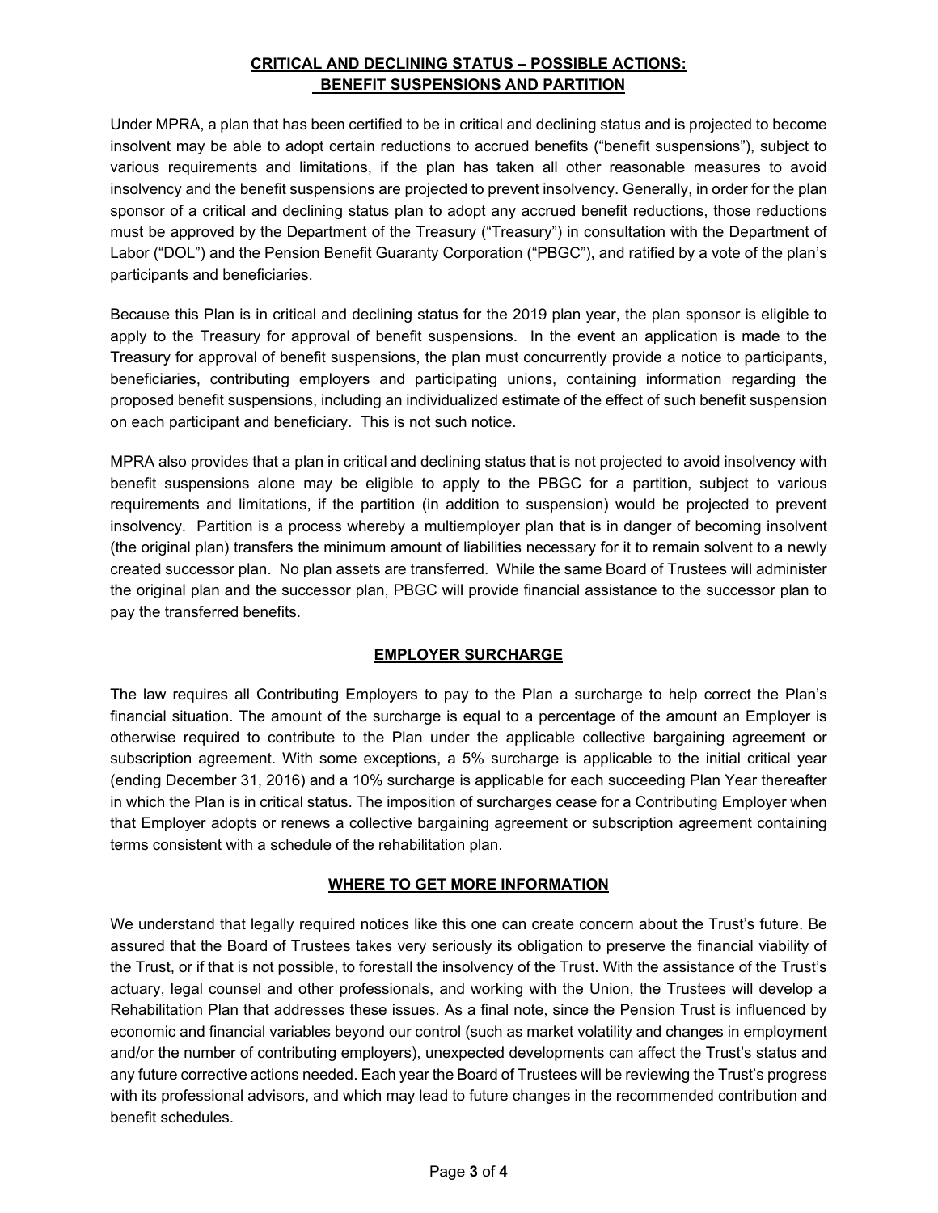## CRITICAL AND DECLINING STATUS – POSSIBLE ACTIONS: BENEFIT SUSPENSIONS AND PARTITION

Under MPRA, a plan that has been certified to be in critical and declining status and is projected to become insolvent may be able to adopt certain reductions to accrued benefits ("benefit suspensions"), subject to various requirements and limitations, if the plan has taken all other reasonable measures to avoid insolvency and the benefit suspensions are projected to prevent insolvency. Generally, in order for the plan sponsor of a critical and declining status plan to adopt any accrued benefit reductions, those reductions must be approved by the Department of the Treasury ("Treasury") in consultation with the Department of Labor ("DOL") and the Pension Benefit Guaranty Corporation ("PBGC"), and ratified by a vote of the plan's participants and beneficiaries.

Because this Plan is in critical and declining status for the 2019 plan year, the plan sponsor is eligible to apply to the Treasury for approval of benefit suspensions. In the event an application is made to the Treasury for approval of benefit suspensions, the plan must concurrently provide a notice to participants, beneficiaries, contributing employers and participating unions, containing information regarding the proposed benefit suspensions, including an individualized estimate of the effect of such benefit suspension on each participant and beneficiary. This is not such notice.

MPRA also provides that a plan in critical and declining status that is not projected to avoid insolvency with benefit suspensions alone may be eligible to apply to the PBGC for a partition, subject to various requirements and limitations, if the partition (in addition to suspension) would be projected to prevent insolvency. Partition is a process whereby a multiemployer plan that is in danger of becoming insolvent (the original plan) transfers the minimum amount of liabilities necessary for it to remain solvent to a newly created successor plan. No plan assets are transferred. While the same Board of Trustees will administer the original plan and the successor plan, PBGC will provide financial assistance to the successor plan to pay the transferred benefits.

## EMPLOYER SURCHARGE

The law requires all Contributing Employers to pay to the Plan a surcharge to help correct the Plan's financial situation. The amount of the surcharge is equal to a percentage of the amount an Employer is otherwise required to contribute to the Plan under the applicable collective bargaining agreement or subscription agreement. With some exceptions, a 5% surcharge is applicable to the initial critical year (ending December 31, 2016) and a 10% surcharge is applicable for each succeeding Plan Year thereafter in which the Plan is in critical status. The imposition of surcharges cease for a Contributing Employer when that Employer adopts or renews a collective bargaining agreement or subscription agreement containing terms consistent with a schedule of the rehabilitation plan.

## WHERE TO GET MORE INFORMATION

We understand that legally required notices like this one can create concern about the Trust's future. Be assured that the Board of Trustees takes very seriously its obligation to preserve the financial viability of the Trust, or if that is not possible, to forestall the insolvency of the Trust. With the assistance of the Trust's actuary, legal counsel and other professionals, and working with the Union, the Trustees will develop a Rehabilitation Plan that addresses these issues. As a final note, since the Pension Trust is influenced by economic and financial variables beyond our control (such as market volatility and changes in employment and/or the number of contributing employers), unexpected developments can affect the Trust's status and any future corrective actions needed. Each year the Board of Trustees will be reviewing the Trust's progress with its professional advisors, and which may lead to future changes in the recommended contribution and benefit schedules.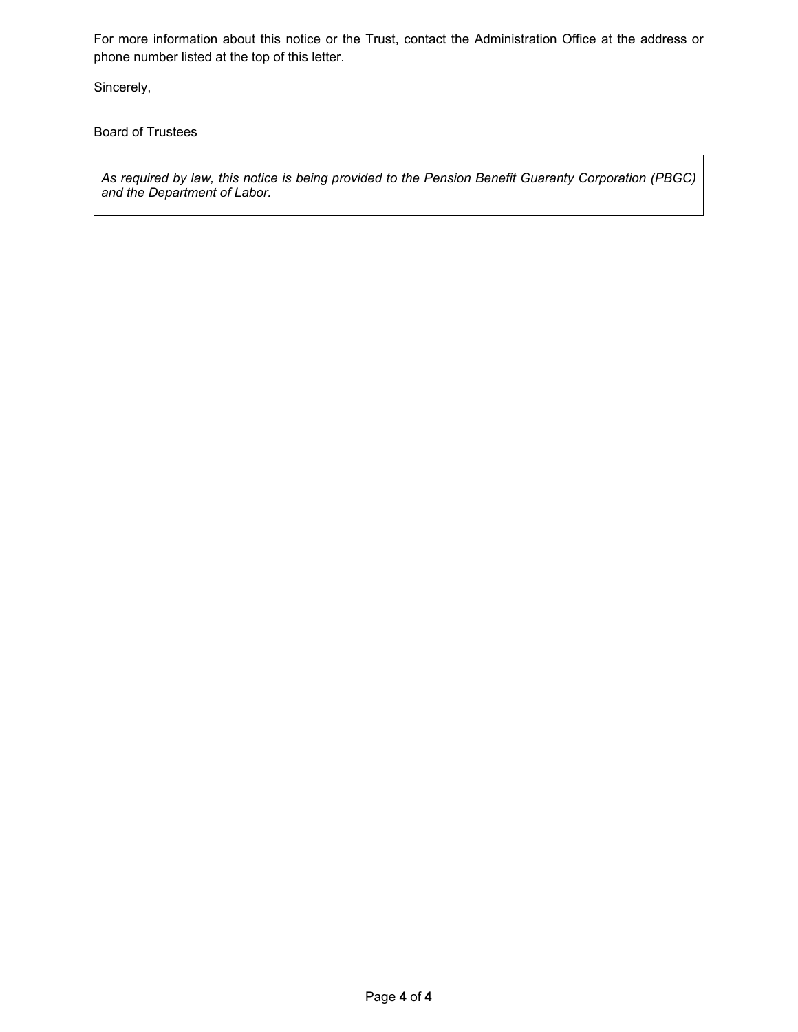For more information about this notice or the Trust, contact the Administration Office at the address or phone number listed at the top of this letter.

Sincerely,

Board of Trustees

*As required by law, this notice is being provided to the Pension Benefit Guaranty Corporation (PBGC) and the Department of Labor.*